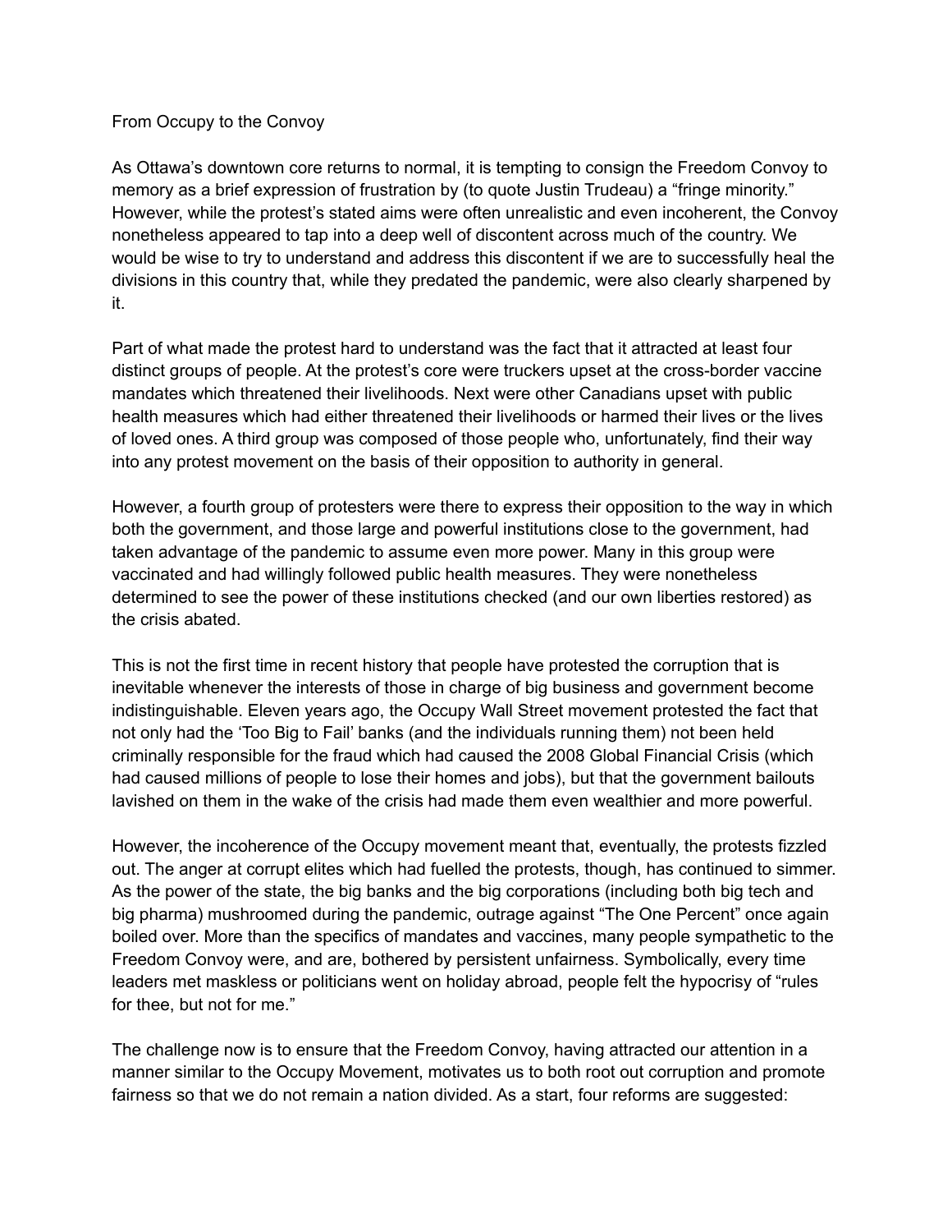# From Occupy to the Convoy

As Ottawa's downtown core returns to normal, it is tempting to consign the Freedom Convoy to memory as a brief expression of frustration by (to quote Justin Trudeau) a "fringe minority." However, while the protest's stated aims were often unrealistic and even incoherent, the Convoy nonetheless appeared to tap into a deep well of discontent across much of the country. We would be wise to try to understand and address this discontent if we are to successfully heal the divisions in this country that, while they predated the pandemic, were also clearly sharpened by it.

Part of what made the protest hard to understand was the fact that it attracted at least four distinct groups of people. At the protest's core were truckers upset at the cross-border vaccine mandates which threatened their livelihoods. Next were other Canadians upset with public health measures which had either threatened their livelihoods or harmed their lives or the lives of loved ones. A third group was composed of those people who, unfortunately, find their way into any protest movement on the basis of their opposition to authority in general.

However, a fourth group of protesters were there to express their opposition to the way in which both the government, and those large and powerful institutions close to the government, had taken advantage of the pandemic to assume even more power. Many in this group were vaccinated and had willingly followed public health measures. They were nonetheless determined to see the power of these institutions checked (and our own liberties restored) as the crisis abated.

This is not the first time in recent history that people have protested the corruption that is inevitable whenever the interests of those in charge of big business and government become indistinguishable. Eleven years ago, the Occupy Wall Street movement protested the fact that not only had the 'Too Big to Fail' banks (and the individuals running them) not been held criminally responsible for the fraud which had caused the 2008 Global Financial Crisis (which had caused millions of people to lose their homes and jobs), but that the government bailouts lavished on them in the wake of the crisis had made them even wealthier and more powerful.

However, the incoherence of the Occupy movement meant that, eventually, the protests fizzled out. The anger at corrupt elites which had fuelled the protests, though, has continued to simmer. As the power of the state, the big banks and the big corporations (including both big tech and big pharma) mushroomed during the pandemic, outrage against "The One Percent" once again boiled over. More than the specifics of mandates and vaccines, many people sympathetic to the Freedom Convoy were, and are, bothered by persistent unfairness. Symbolically, every time leaders met maskless or politicians went on holiday abroad, people felt the hypocrisy of "rules for thee, but not for me."

The challenge now is to ensure that the Freedom Convoy, having attracted our attention in a manner similar to the Occupy Movement, motivates us to both root out corruption and promote fairness so that we do not remain a nation divided. As a start, four reforms are suggested: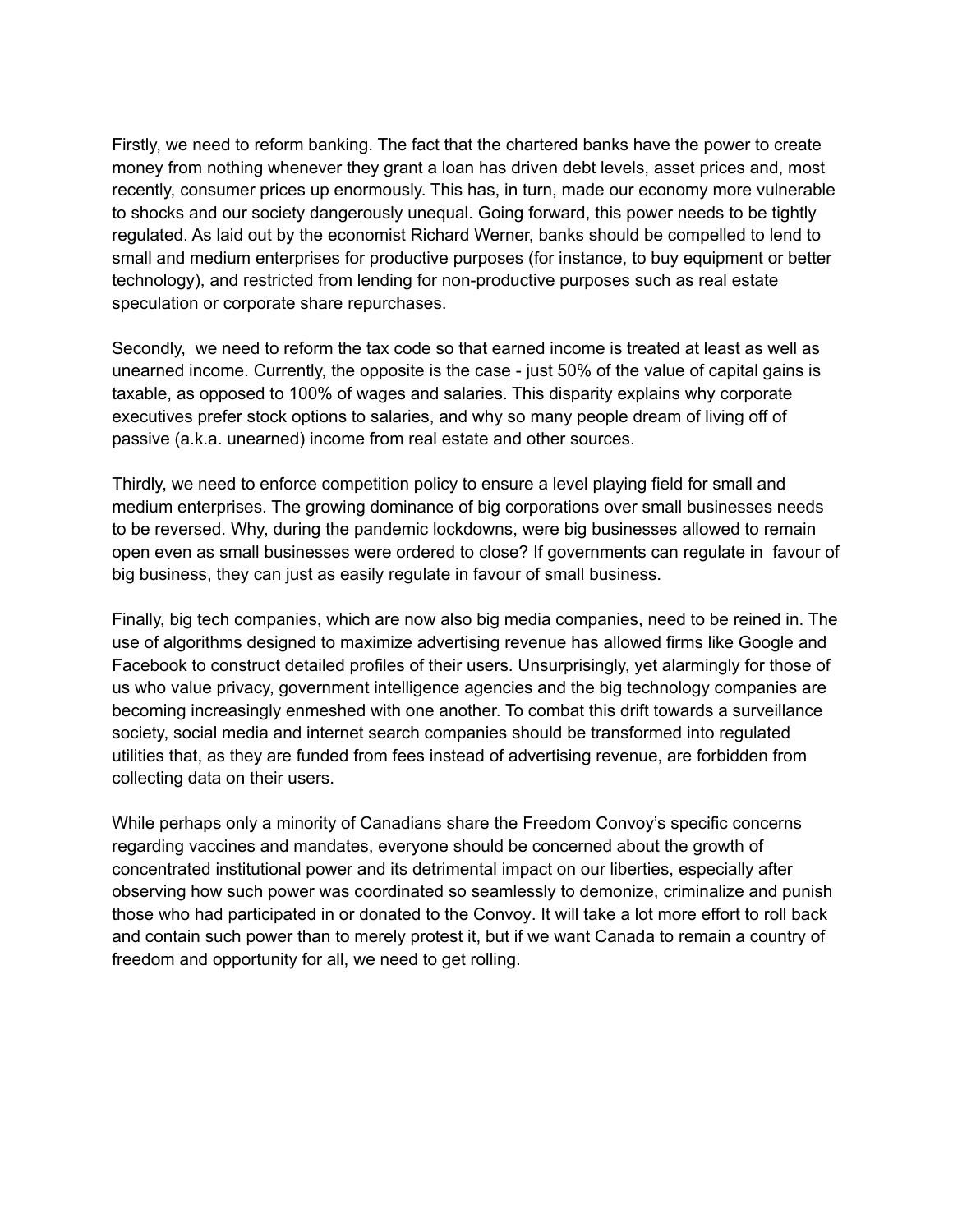Firstly, we need to reform banking. The fact that the chartered banks have the power to create money from nothing whenever they grant a loan has driven debt levels, asset prices and, most recently, consumer prices up enormously. This has, in turn, made our economy more vulnerable to shocks and our society dangerously unequal. Going forward, this power needs to be tightly regulated. As laid out by the economist Richard Werner, banks should be compelled to lend to small and medium enterprises for productive purposes (for instance, to buy equipment or better technology), and restricted from lending for non-productive purposes such as real estate speculation or corporate share repurchases.

Secondly, we need to reform the tax code so that earned income is treated at least as well as unearned income. Currently, the opposite is the case - just 50% of the value of capital gains is taxable, as opposed to 100% of wages and salaries. This disparity explains why corporate executives prefer stock options to salaries, and why so many people dream of living off of passive (a.k.a. unearned) income from real estate and other sources.

Thirdly, we need to enforce competition policy to ensure a level playing field for small and medium enterprises. The growing dominance of big corporations over small businesses needs to be reversed. Why, during the pandemic lockdowns, were big businesses allowed to remain open even as small businesses were ordered to close? If governments can regulate in favour of big business, they can just as easily regulate in favour of small business.

Finally, big tech companies, which are now also big media companies, need to be reined in. The use of algorithms designed to maximize advertising revenue has allowed firms like Google and Facebook to construct detailed profiles of their users. Unsurprisingly, yet alarmingly for those of us who value privacy, government intelligence agencies and the big technology companies are becoming increasingly enmeshed with one another. To combat this drift towards a surveillance society, social media and internet search companies should be transformed into regulated utilities that, as they are funded from fees instead of advertising revenue, are forbidden from collecting data on their users.

While perhaps only a minority of Canadians share the Freedom Convoy's specific concerns regarding vaccines and mandates, everyone should be concerned about the growth of concentrated institutional power and its detrimental impact on our liberties, especially after observing how such power was coordinated so seamlessly to demonize, criminalize and punish those who had participated in or donated to the Convoy. It will take a lot more effort to roll back and contain such power than to merely protest it, but if we want Canada to remain a country of freedom and opportunity for all, we need to get rolling.